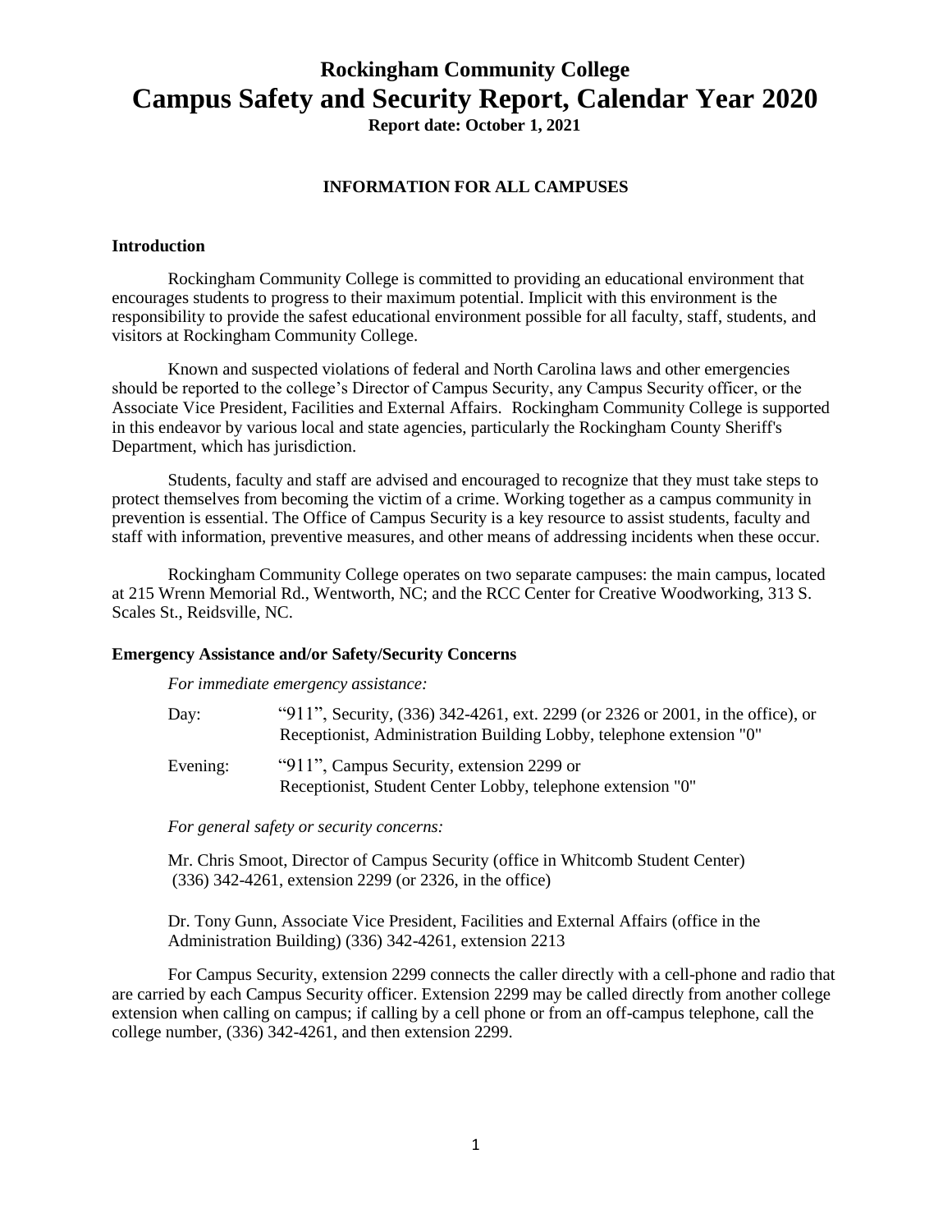# Rockingham Community College

# Campus Safety and Security Report, Calendar Year 2020

**Report date: October 1, 2021**

## INFORMATION FOR ALL CAMPUSES

### Introduction

Rockingham Community College is committed to providing an educational environment that encourages students to progress to their maximum potential. Implicit with this environment is the responsibility to provide the safest educational environment possible for all faculty, staff, students, and visitors at Rockingham Community College.

Known and suspected violations of federal and North Carolina laws and other emergencies should be reported to the college's Director of Campus Security, any Campus Security officer, or the Associate Vice President, Facilities and External Affairs. Rockingham Community College is supported in this endeavor by various local and state agencies, particularly the Rockingham County Sheriff's Department, which has jurisdiction.

Students, faculty and staff are advised and encouraged to recognize that they must take steps to protect themselves from becoming the victim of a crime. Working together as a campus community in prevention is essential. The Office of Campus Security is a key resource to assist students, faculty and staff with information, preventive measures, and other means of addressing incidents when these occur.

Rockingham Community College operates on two separate campuses: the main campus, located at 215 Wrenn Memorial Rd., Wentworth, NC; and the RCC Center for Creative Woodworking, 313 S. Scales St., Reidsville, NC.

### Emergency Assistance and/or Safety/Security Concerns

*For immediate emergency assistance:*

Day: "911", Security, (336) 342-4261, ext. 2299 (or 2326 or 2001, in the office), or Receptionist, Administration Building Lobby, telephone extension "0"

Evening: "911", Campus Security, extension 2299 or Receptionist, Student Center Lobby, telephone extension "0"

*For general safety or security concerns:*

Mr. Chris Smoot, Director of Campus Security (office in Whitcomb Student Center) (336) 342-4261, extension 2299 (or 2326, in the office)

Dr. Tony Gunn, Associate Vice President, Facilities and External Affairs (office in the Administration Building) (336) 342-4261, extension 2213

For Campus Security, extension 2299 connects the caller directly with a cell-phone and radio that are carried by each Campus Security officer. Extension 2299 may be called directly from another college extension when calling on campus; if calling by a cell phone or from an off-campus telephone, call the college number, (336) 342-4261, and then extension 2299.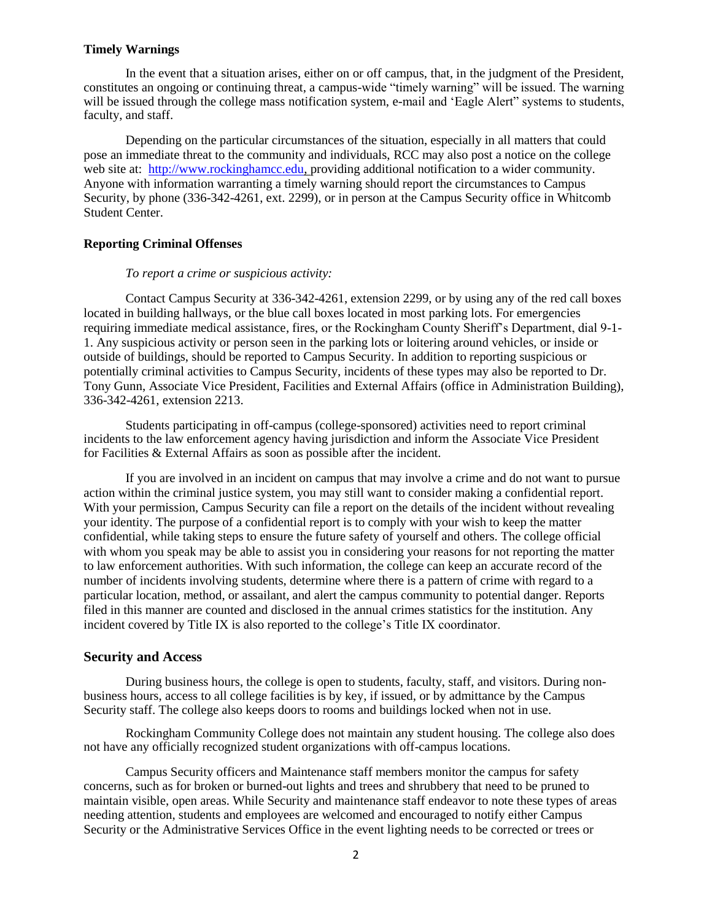**Timely Warnings**

In the event that a situation arises, either on or off campus, that, in the judgment of the President, constitutes an ongoing or continuing threat, a campus-wide "timely warning" will be issued. The warning will be issued through the college mass notification system, e-mail and 'Eagle Alert" systems to students, faculty, and staff.

Depending on the particular circumstances of the situation, especially in all matters that could pose an immediate threat to the community and individuals, RCC may also post a notice on the college web site at: http://www.rockinghamcc.edu, providing additional notification to a wider community. Anyone with information warranting a timely warning should report the circumstances to Campus Security, by phone (336-342-4261, ext. 2299), or in person at the Campus Security office in Whitcomb Student Center.

**Reporting Criminal Offenses**

*To report a crime or suspicious activity:*

Contact Campus Security at 336-342-4261, extension 2299, or by using any of the red call boxes located in building hallways, or the blue call boxes located in most parking lots. For emergencies requiring immediate medical assistance, fires, or the Rockingham County Sheriff's Department, dial 9-1-1. Any suspicious activity or person seen in the parking lots or loitering around vehicles, or inside or outside of buildings, should be reported to Campus Security. In addition to reporting suspicious or potentially criminal activities to Campus Security, incidents of these types may also be reported to Dr. Tony Gunn, Associate Vice President, Facilities and External Affairs (office in Administration Building), 336-342-4261, extension 2213.

Students participating in off-campus (college-sponsored) activities need to report criminal incidents to the law enforcement agency having jurisdiction and inform the Associate Vice President for Facilities & External Affairs as soon as possible after the incident.

If you are involved in an incident on campus that may involve a crime and do not want to pursue action within the criminal justice system, you may still want to consider making a confidential report. With your permission, Campus Security can file a report on the details of the incident without revealing your identity. The purpose of a confidential report is to comply with your wish to keep the matter confidential, while taking steps to ensure the future safety of yourself and others. The college official with whom you speak may be able to assist you in considering your reasons for not reporting the matter to law enforcement authorities. With such information, the college can keep an accurate record of the number of incidents involving students, determine where there is a pattern of crime with regard to a particular location, method, or assailant, and alert the campus community to potential danger. Reports filed in this manner are counted and disclosed in the annual crimes statistics for the institution. Any incident covered by Title IX is also reported to the college's Title IX coordinator.

## Security and Access

During business hours, the college is open to students, faculty, staff, and visitors. During non-business hours, access to all college facilities is by key, if issued, or by admittance by the Campus Security staff. The college also keeps doors to rooms and buildings locked when not in use.

Rockingham Community College does not maintain any student housing. The college also does not have any officially recognized student organizations with off-campus locations.

Campus Security officers and Maintenance staff members monitor the campus for safety concerns, such as for broken or burned-out lights and trees and shrubbery that need to be pruned to maintain visible, open areas. While Security and maintenance staff endeavor to note these types of areas needing attention, students and employees are welcomed and encouraged to notify either Campus Security or the Administrative Services Office in the event lighting needs to be corrected or trees or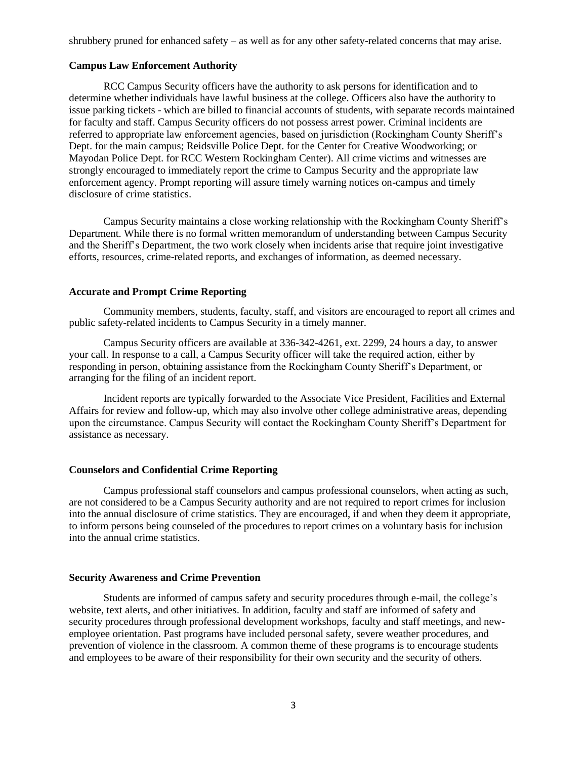shrubbery pruned for enhanced safety – as well as for any other safety-related concerns that may arise.

### Campus Law Enforcement Authority

RCC Campus Security officers have the authority to ask persons for identification and to determine whether individuals have lawful business at the college. Officers also have the authority to issue parking tickets - which are billed to financial accounts of students, with separate records maintained for faculty and staff. Campus Security officers do not possess arrest power. Criminal incidents are referred to appropriate law enforcement agencies, based on jurisdiction (Rockingham County Sheriff's Dept. for the main campus; Reidsville Police Dept. for the Center for Creative Woodworking; or Mayodan Police Dept. for RCC Western Rockingham Center). All crime victims and witnesses are strongly encouraged to immediately report the crime to Campus Security and the appropriate law enforcement agency. Prompt reporting will assure timely warning notices on-campus and timely disclosure of crime statistics.

Campus Security maintains a close working relationship with the Rockingham County Sheriff's Department. While there is no formal written memorandum of understanding between Campus Security and the Sheriff's Department, the two work closely when incidents arise that require joint investigative efforts, resources, crime-related reports, and exchanges of information, as deemed necessary.

### Accurate and Prompt Crime Reporting

Community members, students, faculty, staff, and visitors are encouraged to report all crimes and public safety-related incidents to Campus Security in a timely manner.

Campus Security officers are available at 336-342-4261, ext. 2299, 24 hours a day, to answer your call. In response to a call, a Campus Security officer will take the required action, either by responding in person, obtaining assistance from the Rockingham County Sheriff's Department, or arranging for the filing of an incident report.

Incident reports are typically forwarded to the Associate Vice President, Facilities and External Affairs for review and follow-up, which may also involve other college administrative areas, depending upon the circumstance. Campus Security will contact the Rockingham County Sheriff's Department for assistance as necessary.

### Counselors and Confidential Crime Reporting

Campus professional staff counselors and campus professional counselors, when acting as such, are not considered to be a Campus Security authority and are not required to report crimes for inclusion into the annual disclosure of crime statistics. They are encouraged, if and when they deem it appropriate, to inform persons being counseled of the procedures to report crimes on a voluntary basis for inclusion into the annual crime statistics.

### Security Awareness and Crime Prevention

Students are informed of campus safety and security procedures through e-mail, the college's website, text alerts, and other initiatives. In addition, faculty and staff are informed of safety and security procedures through professional development workshops, faculty and staff meetings, and new-employee orientation. Past programs have included personal safety, severe weather procedures, and prevention of violence in the classroom. A common theme of these programs is to encourage students and employees to be aware of their responsibility for their own security and the security of others.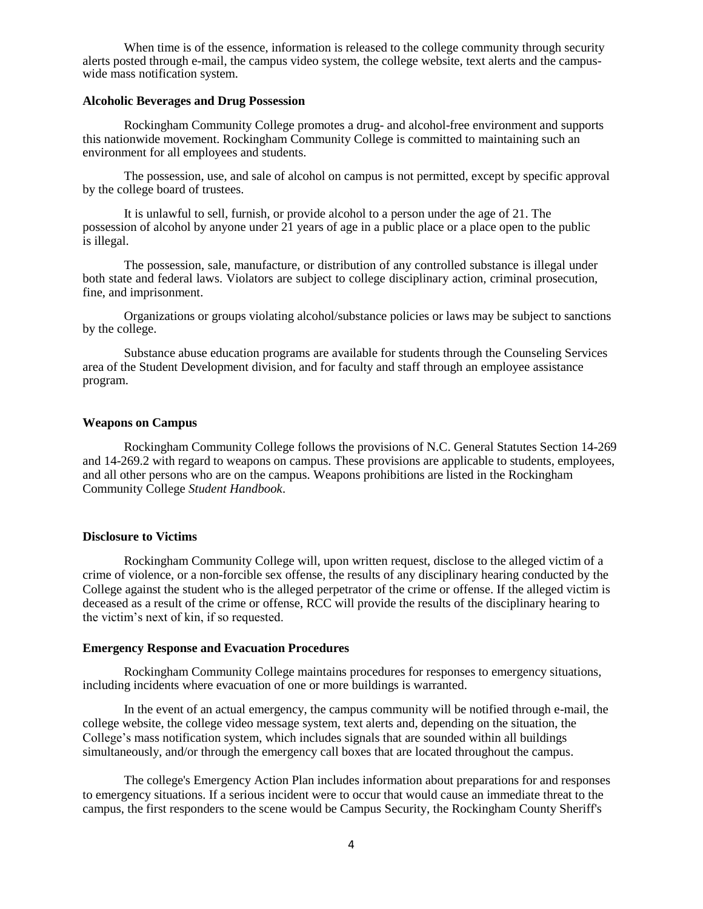When time is of the essence, information is released to the college community through security alerts posted through e-mail, the campus video system, the college website, text alerts and the campus-wide mass notification system.

**Alcoholic Beverages and Drug Possession**

Rockingham Community College promotes a drug- and alcohol-free environment and supports this nationwide movement. Rockingham Community College is committed to maintaining such an environment for all employees and students.

The possession, use, and sale of alcohol on campus is not permitted, except by specific approval by the college board of trustees.

It is unlawful to sell, furnish, or provide alcohol to a person under the age of 21. The possession of alcohol by anyone under 21 years of age in a public place or a place open to the public is illegal.

The possession, sale, manufacture, or distribution of any controlled substance is illegal under both state and federal laws. Violators are subject to college disciplinary action, criminal prosecution, fine, and imprisonment.

Organizations or groups violating alcohol/substance policies or laws may be subject to sanctions by the college.

Substance abuse education programs are available for students through the Counseling Services area of the Student Development division, and for faculty and staff through an employee assistance program.

**Weapons on Campus**

Rockingham Community College follows the provisions of N.C. General Statutes Section 14-269 and 14-269.2 with regard to weapons on campus. These provisions are applicable to students, employees, and all other persons who are on the campus. Weapons prohibitions are listed in the Rockingham Community College *Student Handbook*.

**Disclosure to Victims**

Rockingham Community College will, upon written request, disclose to the alleged victim of a crime of violence, or a non-forcible sex offense, the results of any disciplinary hearing conducted by the College against the student who is the alleged perpetrator of the crime or offense. If the alleged victim is deceased as a result of the crime or offense, RCC will provide the results of the disciplinary hearing to the victim's next of kin, if so requested.

**Emergency Response and Evacuation Procedures**

Rockingham Community College maintains procedures for responses to emergency situations, including incidents where evacuation of one or more buildings is warranted.

In the event of an actual emergency, the campus community will be notified through e-mail, the college website, the college video message system, text alerts and, depending on the situation, the College's mass notification system, which includes signals that are sounded within all buildings simultaneously, and/or through the emergency call boxes that are located throughout the campus.

The college's Emergency Action Plan includes information about preparations for and responses to emergency situations. If a serious incident were to occur that would cause an immediate threat to the campus, the first responders to the scene would be Campus Security, the Rockingham County Sheriff's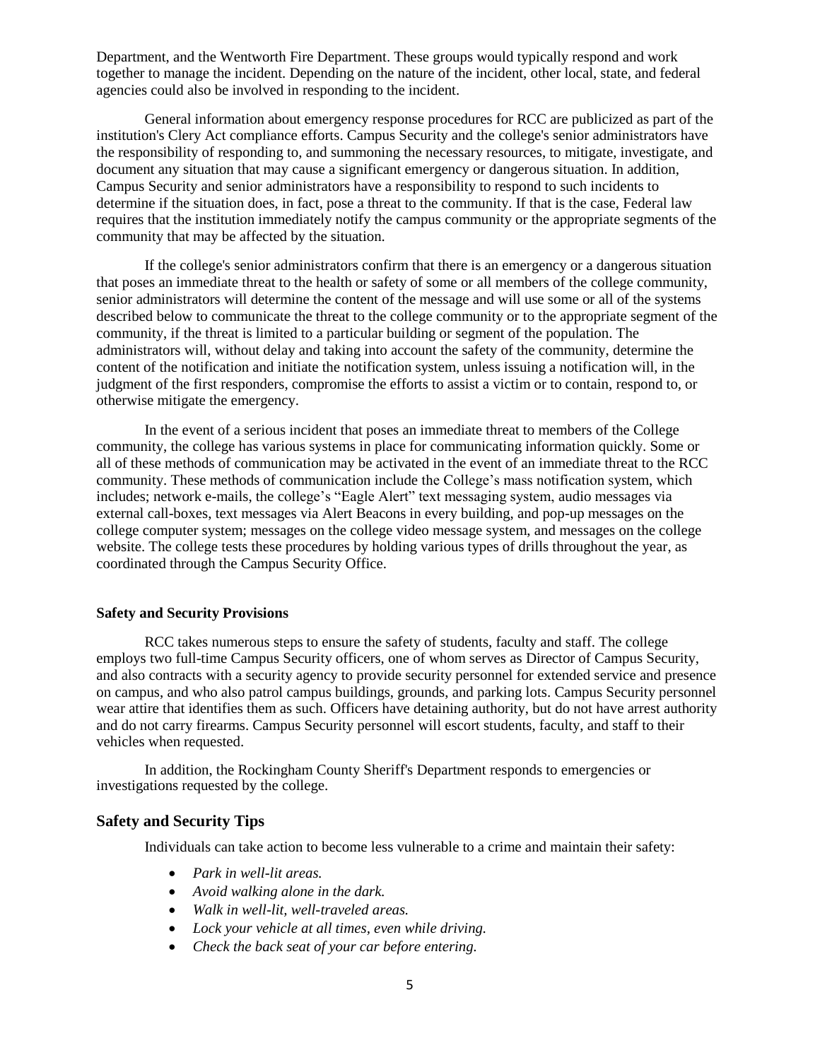Department, and the Wentworth Fire Department. These groups would typically respond and work together to manage the incident. Depending on the nature of the incident, other local, state, and federal agencies could also be involved in responding to the incident.

General information about emergency response procedures for RCC are publicized as part of the institution's Clery Act compliance efforts. Campus Security and the college's senior administrators have the responsibility of responding to, and summoning the necessary resources, to mitigate, investigate, and document any situation that may cause a significant emergency or dangerous situation. In addition, Campus Security and senior administrators have a responsibility to respond to such incidents to determine if the situation does, in fact, pose a threat to the community. If that is the case, Federal law requires that the institution immediately notify the campus community or the appropriate segments of the community that may be affected by the situation.

If the college's senior administrators confirm that there is an emergency or a dangerous situation that poses an immediate threat to the health or safety of some or all members of the college community, senior administrators will determine the content of the message and will use some or all of the systems described below to communicate the threat to the college community or to the appropriate segment of the community, if the threat is limited to a particular building or segment of the population. The administrators will, without delay and taking into account the safety of the community, determine the content of the notification and initiate the notification system, unless issuing a notification will, in the judgment of the first responders, compromise the efforts to assist a victim or to contain, respond to, or otherwise mitigate the emergency.

In the event of a serious incident that poses an immediate threat to members of the College community, the college has various systems in place for communicating information quickly. Some or all of these methods of communication may be activated in the event of an immediate threat to the RCC community. These methods of communication include the College's mass notification system, which includes; network e-mails, the college's "Eagle Alert" text messaging system, audio messages via external call-boxes, text messages via Alert Beacons in every building, and pop-up messages on the college computer system; messages on the college video message system, and messages on the college website. The college tests these procedures by holding various types of drills throughout the year, as coordinated through the Campus Security Office.

**Safety and Security Provisions**

RCC takes numerous steps to ensure the safety of students, faculty and staff. The college employs two full-time Campus Security officers, one of whom serves as Director of Campus Security, and also contracts with a security agency to provide security personnel for extended service and presence on campus, and who also patrol campus buildings, grounds, and parking lots. Campus Security personnel wear attire that identifies them as such. Officers have detaining authority, but do not have arrest authority and do not carry firearms. Campus Security personnel will escort students, faculty, and staff to their vehicles when requested.

In addition, the Rockingham County Sheriff's Department responds to emergencies or investigations requested by the college.

## Safety and Security Tips

Individuals can take action to become less vulnerable to a crime and maintain their safety:

- *Park in well-lit areas.*
- *Avoid walking alone in the dark.*
- *Walk in well-lit, well-traveled areas.*
- *Lock your vehicle at all times, even while driving.*
- *Check the back seat of your car before entering.*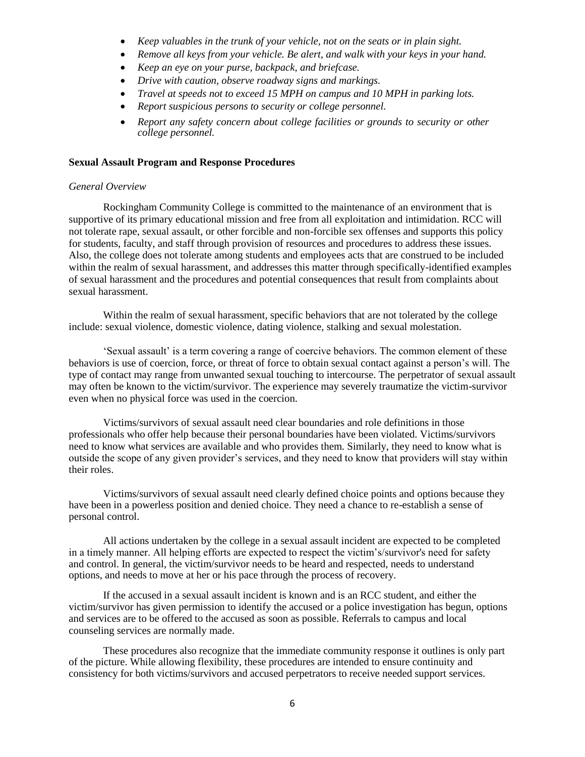- *Keep valuables in the trunk of your vehicle, not on the seats or in plain sight.*
- *Remove all keys from your vehicle. Be alert, and walk with your keys in your hand.*
- *Keep an eye on your purse, backpack, and briefcase.*
- *Drive with caution, observe roadway signs and markings.*
- *Travel at speeds not to exceed 15 MPH on campus and 10 MPH in parking lots.*
- *Report suspicious persons to security or college personnel.*
- *Report any safety concern about college facilities or grounds to security or other college personnel.*

**Sexual Assault Program and Response Procedures**

*General Overview*

Rockingham Community College is committed to the maintenance of an environment that is supportive of its primary educational mission and free from all exploitation and intimidation. RCC will not tolerate rape, sexual assault, or other forcible and non-forcible sex offenses and supports this policy for students, faculty, and staff through provision of resources and procedures to address these issues. Also, the college does not tolerate among students and employees acts that are construed to be included within the realm of sexual harassment, and addresses this matter through specifically-identified examples of sexual harassment and the procedures and potential consequences that result from complaints about sexual harassment.

Within the realm of sexual harassment, specific behaviors that are not tolerated by the college include: sexual violence, domestic violence, dating violence, stalking and sexual molestation.

'Sexual assault' is a term covering a range of coercive behaviors. The common element of these behaviors is use of coercion, force, or threat of force to obtain sexual contact against a person's will. The type of contact may range from unwanted sexual touching to intercourse. The perpetrator of sexual assault may often be known to the victim/survivor. The experience may severely traumatize the victim-survivor even when no physical force was used in the coercion.

Victims/survivors of sexual assault need clear boundaries and role definitions in those professionals who offer help because their personal boundaries have been violated. Victims/survivors need to know what services are available and who provides them. Similarly, they need to know what is outside the scope of any given provider's services, and they need to know that providers will stay within their roles.

Victims/survivors of sexual assault need clearly defined choice points and options because they have been in a powerless position and denied choice. They need a chance to re-establish a sense of personal control.

All actions undertaken by the college in a sexual assault incident are expected to be completed in a timely manner. All helping efforts are expected to respect the victim's/survivor's need for safety and control. In general, the victim/survivor needs to be heard and respected, needs to understand options, and needs to move at her or his pace through the process of recovery.

If the accused in a sexual assault incident is known and is an RCC student, and either the victim/survivor has given permission to identify the accused or a police investigation has begun, options and services are to be offered to the accused as soon as possible. Referrals to campus and local counseling services are normally made.

These procedures also recognize that the immediate community response it outlines is only part of the picture. While allowing flexibility, these procedures are intended to ensure continuity and consistency for both victims/survivors and accused perpetrators to receive needed support services.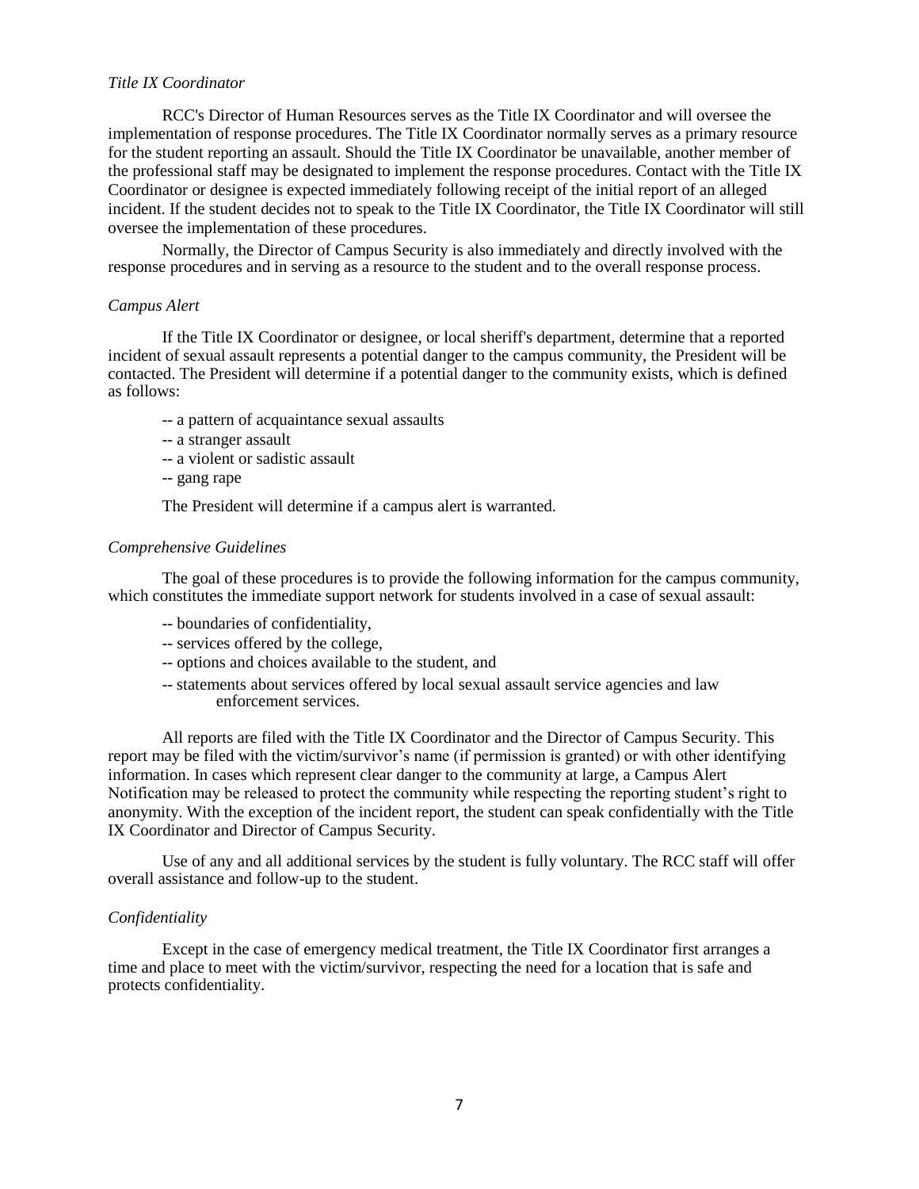*Title IX Coordinator*

RCC's Director of Human Resources serves as the Title IX Coordinator and will oversee the implementation of response procedures. The Title IX Coordinator normally serves as a primary resource for the student reporting an assault. Should the Title IX Coordinator be unavailable, another member of the professional staff may be designated to implement the response procedures. Contact with the Title IX Coordinator or designee is expected immediately following receipt of the initial report of an alleged incident. If the student decides not to speak to the Title IX Coordinator, the Title IX Coordinator will still oversee the implementation of these procedures.

Normally, the Director of Campus Security is also immediately and directly involved with the response procedures and in serving as a resource to the student and to the overall response process.

*Campus Alert*

If the Title IX Coordinator or designee, or local sheriff's department, determine that a reported incident of sexual assault represents a potential danger to the campus community, the President will be contacted. The President will determine if a potential danger to the community exists, which is defined as follows:

-- a pattern of acquaintance sexual assaults
-- a stranger assault
-- a violent or sadistic assault
-- gang rape

The President will determine if a campus alert is warranted.

*Comprehensive Guidelines*

The goal of these procedures is to provide the following information for the campus community, which constitutes the immediate support network for students involved in a case of sexual assault:

-- boundaries of confidentiality,
-- services offered by the college,
-- options and choices available to the student, and
-- statements about services offered by local sexual assault service agencies and law enforcement services.

All reports are filed with the Title IX Coordinator and the Director of Campus Security. This report may be filed with the victim/survivor's name (if permission is granted) or with other identifying information. In cases which represent clear danger to the community at large, a Campus Alert Notification may be released to protect the community while respecting the reporting student's right to anonymity. With the exception of the incident report, the student can speak confidentially with the Title IX Coordinator and Director of Campus Security.

Use of any and all additional services by the student is fully voluntary. The RCC staff will offer overall assistance and follow-up to the student.

*Confidentiality*

Except in the case of emergency medical treatment, the Title IX Coordinator first arranges a time and place to meet with the victim/survivor, respecting the need for a location that is safe and protects confidentiality.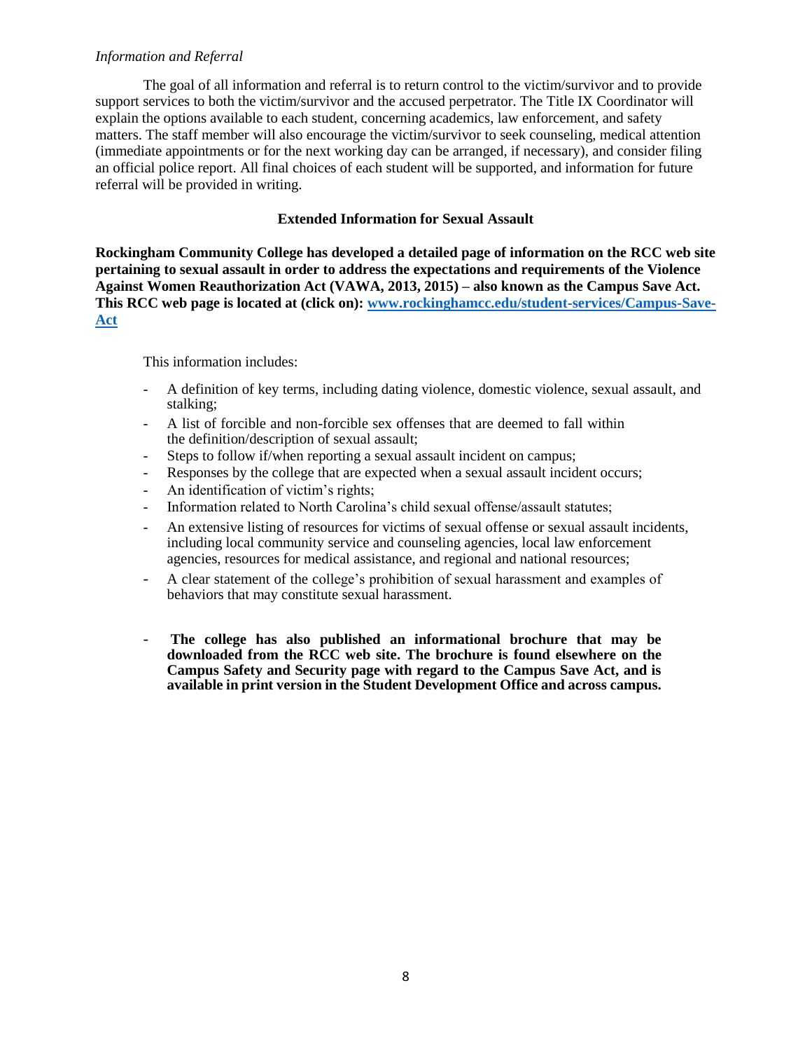*Information and Referral*

The goal of all information and referral is to return control to the victim/survivor and to provide support services to both the victim/survivor and the accused perpetrator. The Title IX Coordinator will explain the options available to each student, concerning academics, law enforcement, and safety matters. The staff member will also encourage the victim/survivor to seek counseling, medical attention (immediate appointments or for the next working day can be arranged, if necessary), and consider filing an official police report. All final choices of each student will be supported, and information for future referral will be provided in writing.

### Extended Information for Sexual Assault

**Rockingham Community College has developed a detailed page of information on the RCC web site pertaining to sexual assault in order to address the expectations and requirements of the Violence Against Women Reauthorization Act (VAWA, 2013, 2015) – also known as the Campus Save Act. This RCC web page is located at (click on): [www.rockinghamcc.edu/student-services/Campus-Save-Act](www.rockinghamcc.edu/student-services/Campus-Save-Act)**

This information includes:

- A definition of key terms, including dating violence, domestic violence, sexual assault, and stalking;
- A list of forcible and non-forcible sex offenses that are deemed to fall within the definition/description of sexual assault;
- Steps to follow if/when reporting a sexual assault incident on campus;
- Responses by the college that are expected when a sexual assault incident occurs;
- An identification of victim's rights;
- Information related to North Carolina's child sexual offense/assault statutes;
- An extensive listing of resources for victims of sexual offense or sexual assault incidents, including local community service and counseling agencies, local law enforcement agencies, resources for medical assistance, and regional and national resources;
- A clear statement of the college's prohibition of sexual harassment and examples of behaviors that may constitute sexual harassment.
- **The college has also published an informational brochure that may be downloaded from the RCC web site. The brochure is found elsewhere on the Campus Safety and Security page with regard to the Campus Save Act, and is available in print version in the Student Development Office and across campus.**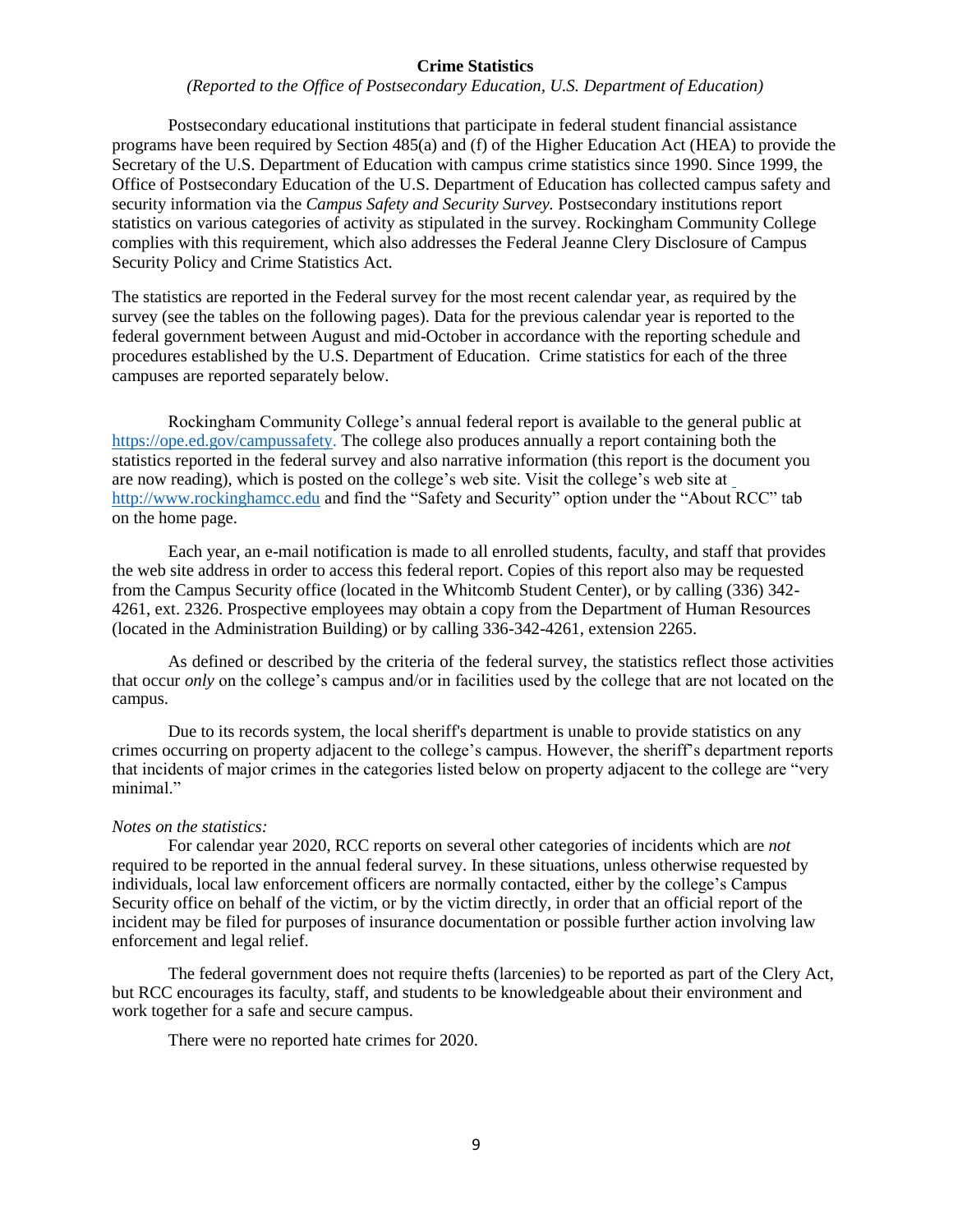**Crime Statistics**

*(Reported to the Office of Postsecondary Education, U.S. Department of Education)*

Postsecondary educational institutions that participate in federal student financial assistance programs have been required by Section 485(a) and (f) of the Higher Education Act (HEA) to provide the Secretary of the U.S. Department of Education with campus crime statistics since 1990. Since 1999, the Office of Postsecondary Education of the U.S. Department of Education has collected campus safety and security information via the *Campus Safety and Security Survey.* Postsecondary institutions report statistics on various categories of activity as stipulated in the survey. Rockingham Community College complies with this requirement, which also addresses the Federal Jeanne Clery Disclosure of Campus Security Policy and Crime Statistics Act.

The statistics are reported in the Federal survey for the most recent calendar year, as required by the survey (see the tables on the following pages). Data for the previous calendar year is reported to the federal government between August and mid-October in accordance with the reporting schedule and procedures established by the U.S. Department of Education. Crime statistics for each of the three campuses are reported separately below.

Rockingham Community College's annual federal report is available to the general public at https://ope.ed.gov/campussafety. The college also produces annually a report containing both the statistics reported in the federal survey and also narrative information (this report is the document you are now reading), which is posted on the college's web site. Visit the college's web site at http://www.rockinghamcc.edu and find the "Safety and Security" option under the "About RCC" tab on the home page.

Each year, an e-mail notification is made to all enrolled students, faculty, and staff that provides the web site address in order to access this federal report. Copies of this report also may be requested from the Campus Security office (located in the Whitcomb Student Center), or by calling (336) 342-4261, ext. 2326. Prospective employees may obtain a copy from the Department of Human Resources (located in the Administration Building) or by calling 336-342-4261, extension 2265.

As defined or described by the criteria of the federal survey, the statistics reflect those activities that occur *only* on the college's campus and/or in facilities used by the college that are not located on the campus.

Due to its records system, the local sheriff's department is unable to provide statistics on any crimes occurring on property adjacent to the college's campus. However, the sheriff's department reports that incidents of major crimes in the categories listed below on property adjacent to the college are "very minimal."

*Notes on the statistics:*

For calendar year 2020, RCC reports on several other categories of incidents which are *not* required to be reported in the annual federal survey. In these situations, unless otherwise requested by individuals, local law enforcement officers are normally contacted, either by the college's Campus Security office on behalf of the victim, or by the victim directly, in order that an official report of the incident may be filed for purposes of insurance documentation or possible further action involving law enforcement and legal relief.

The federal government does not require thefts (larcenies) to be reported as part of the Clery Act, but RCC encourages its faculty, staff, and students to be knowledgeable about their environment and work together for a safe and secure campus.

There were no reported hate crimes for 2020.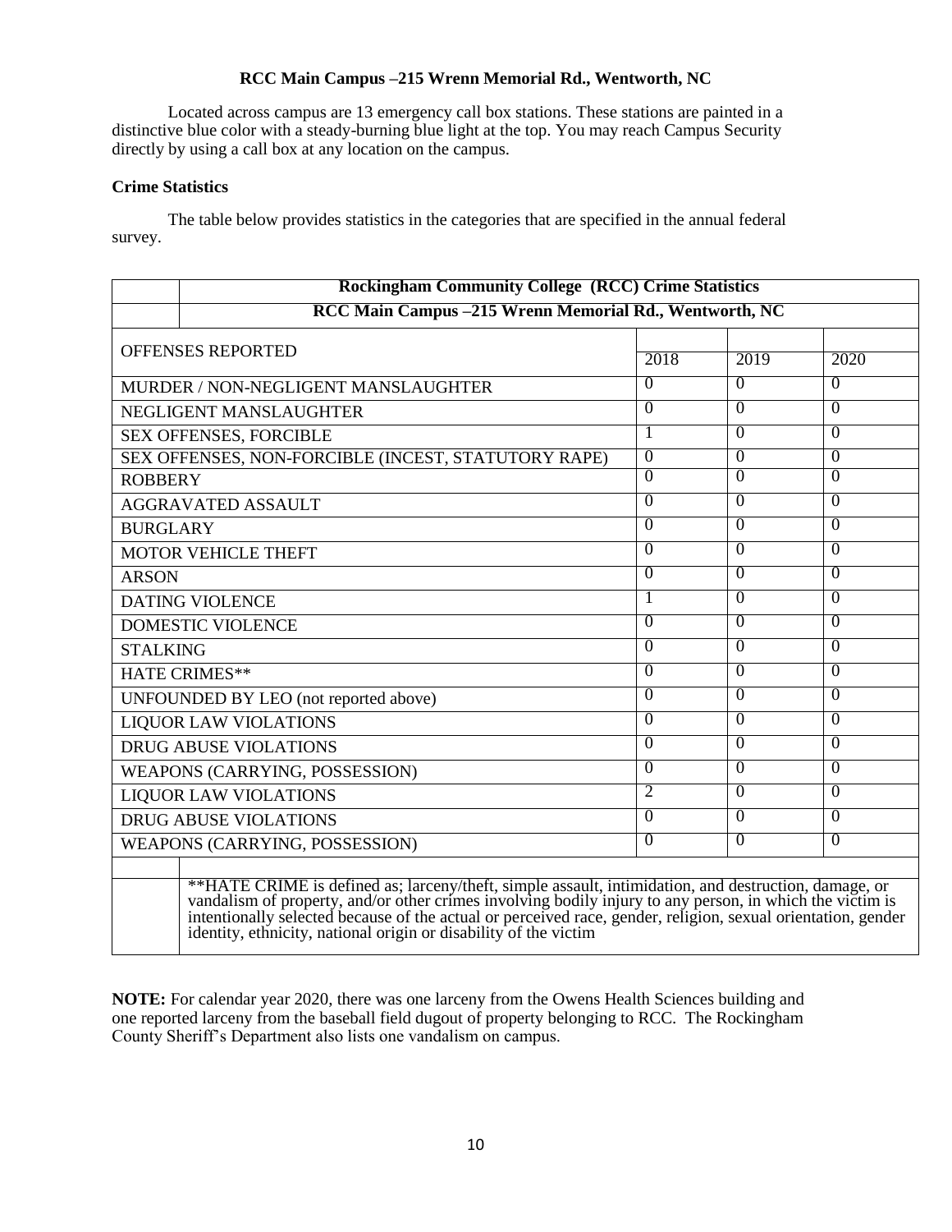**RCC Main Campus –215 Wrenn Memorial Rd., Wentworth, NC**

Located across campus are 13 emergency call box stations. These stations are painted in a distinctive blue color with a steady-burning blue light at the top. You may reach Campus Security directly by using a call box at any location on the campus.

**Crime Statistics**

The table below provides statistics in the categories that are specified in the annual federal survey.

| Rockingham Community College (RCC) Crime Statistics<br>RCC Main Campus –215 Wrenn Memorial Rd., Wentworth, NC | | | |
|---|---|---|---|
| OFFENSES REPORTED | 2018 | 2019 | 2020 |
| MURDER / NON-NEGLIGENT MANSLAUGHTER | 0 | 0 | 0 |
| NEGLIGENT MANSLAUGHTER | 0 | 0 | 0 |
| SEX OFFENSES, FORCIBLE | 1 | 0 | 0 |
| SEX OFFENSES, NON-FORCIBLE (INCEST, STATUTORY RAPE) | 0 | 0 | 0 |
| ROBBERY | 0 | 0 | 0 |
| AGGRAVATED ASSAULT | 0 | 0 | 0 |
| BURGLARY | 0 | 0 | 0 |
| MOTOR VEHICLE THEFT | 0 | 0 | 0 |
| ARSON | 0 | 0 | 0 |
| DATING VIOLENCE | 1 | 0 | 0 |
| DOMESTIC VIOLENCE | 0 | 0 | 0 |
| STALKING | 0 | 0 | 0 |
| HATE CRIMES** | 0 | 0 | 0 |
| UNFOUNDED BY LEO (not reported above) | 0 | 0 | 0 |
| LIQUOR LAW VIOLATIONS | 0 | 0 | 0 |
| DRUG ABUSE VIOLATIONS | 0 | 0 | 0 |
| WEAPONS (CARRYING, POSSESSION) | 0 | 0 | 0 |
| LIQUOR LAW VIOLATIONS | 2 | 0 | 0 |
| DRUG ABUSE VIOLATIONS | 0 | 0 | 0 |
| WEAPONS (CARRYING, POSSESSION) | 0 | 0 | 0 |

**HATE CRIME is defined as; larceny/theft, simple assault, intimidation, and destruction, damage, or vandalism of property, and/or other crimes involving bodily injury to any person, in which the victim is intentionally selected because of the actual or perceived race, gender, religion, sexual orientation, gender identity, ethnicity, national origin or disability of the victim

**NOTE:** For calendar year 2020, there was one larceny from the Owens Health Sciences building and one reported larceny from the baseball field dugout of property belonging to RCC. The Rockingham County Sheriff's Department also lists one vandalism on campus.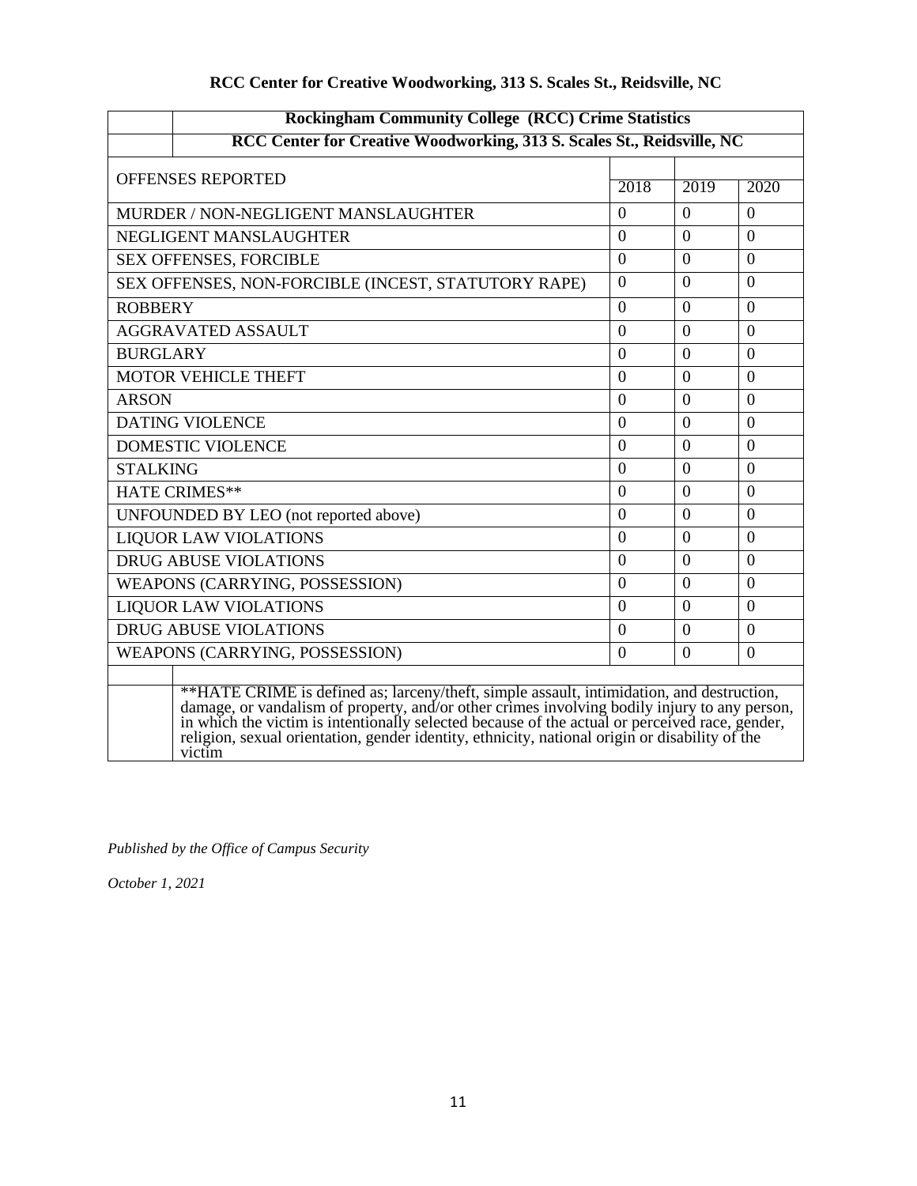**RCC Center for Creative Woodworking, 313 S. Scales St., Reidsville, NC**

| | | | |
|---|---|---|---|
| **Rockingham Community College (RCC) Crime Statistics** | | | |
| **RCC Center for Creative Woodworking, 313 S. Scales St., Reidsville, NC** | | | |
| OFFENSES REPORTED | 2018 | 2019 | 2020 |
| MURDER / NON-NEGLIGENT MANSLAUGHTER | 0 | 0 | 0 |
| NEGLIGENT MANSLAUGHTER | 0 | 0 | 0 |
| SEX OFFENSES, FORCIBLE | 0 | 0 | 0 |
| SEX OFFENSES, NON-FORCIBLE (INCEST, STATUTORY RAPE) | 0 | 0 | 0 |
| ROBBERY | 0 | 0 | 0 |
| AGGRAVATED ASSAULT | 0 | 0 | 0 |
| BURGLARY | 0 | 0 | 0 |
| MOTOR VEHICLE THEFT | 0 | 0 | 0 |
| ARSON | 0 | 0 | 0 |
| DATING VIOLENCE | 0 | 0 | 0 |
| DOMESTIC VIOLENCE | 0 | 0 | 0 |
| STALKING | 0 | 0 | 0 |
| HATE CRIMES** | 0 | 0 | 0 |
| UNFOUNDED BY LEO (not reported above) | 0 | 0 | 0 |
| LIQUOR LAW VIOLATIONS | 0 | 0 | 0 |
| DRUG ABUSE VIOLATIONS | 0 | 0 | 0 |
| WEAPONS (CARRYING, POSSESSION) | 0 | 0 | 0 |
| LIQUOR LAW VIOLATIONS | 0 | 0 | 0 |
| DRUG ABUSE VIOLATIONS | 0 | 0 | 0 |
| WEAPONS (CARRYING, POSSESSION) | 0 | 0 | 0 |

**HATE CRIME is defined as; larceny/theft, simple assault, intimidation, and destruction, damage, or vandalism of property, and/or other crimes involving bodily injury to any person, in which the victim is intentionally selected because of the actual or perceived race, gender, religion, sexual orientation, gender identity, ethnicity, national origin or disability of the victim

*Published by the Office of Campus Security*

*October 1, 2021*